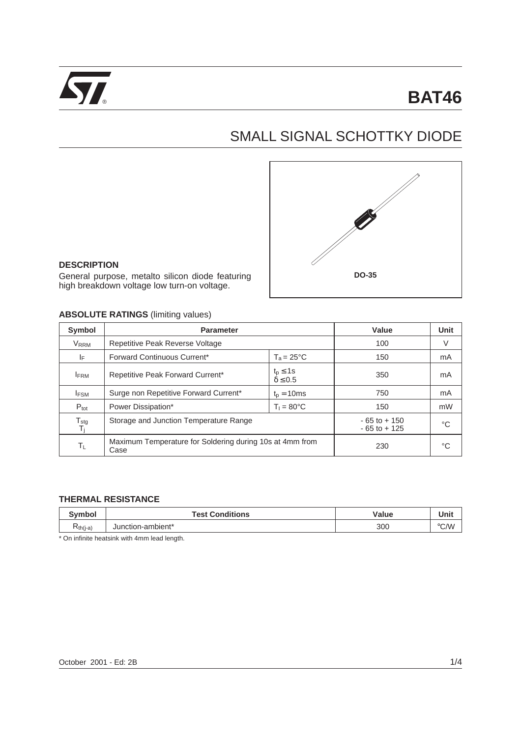# BAT46

## SMALL SIGNAL SCHOTTKY DIODE

DO-35

### DESCRIPTION

General purpose, metalto silicon diode featuring high breakdown voltage low turn-on voltage.

### ABSOLUTE RATINGS (limiting values)

| Symbol | Parameter | | Value | Unit |
|---|---|---|---|---|
| $V_{RRM}$ | Repetitive Peak Reverse Voltage | | 100 | V |
| $I_F$ | Forward Continuous Current* | $T_a = 25°C$ | 150 | mA |
| $I_{FRM}$ | Repetitive Peak Forward Current* | $t_p \leq 1s$ $\delta \leq 0.5$ | 350 | mA |
| $I_{FSM}$ | Surge non Repetitive Forward Current* | $t_p = 10ms$ | 750 | mA |
| $P_{tot}$ | Power Dissipation* | $T_l = 80°C$ | 150 | mW |
| $T_{stg}$ $T_j$ | Storage and Junction Temperature Range | | - 65 to + 150 - 65 to + 125 | °C |
| $T_L$ | Maximum Temperature for Soldering during 10s at 4mm from Case | | 230 | °C |

### THERMAL RESISTANCE

| Symbol | Test Conditions | Value | Unit |
|---|---|---|---|
| $R_{th(j-a)}$ | Junction-ambient* | 300 | °C/W |

* On infinite heatsink with 4mm lead length.

October 2001 - Ed: 2B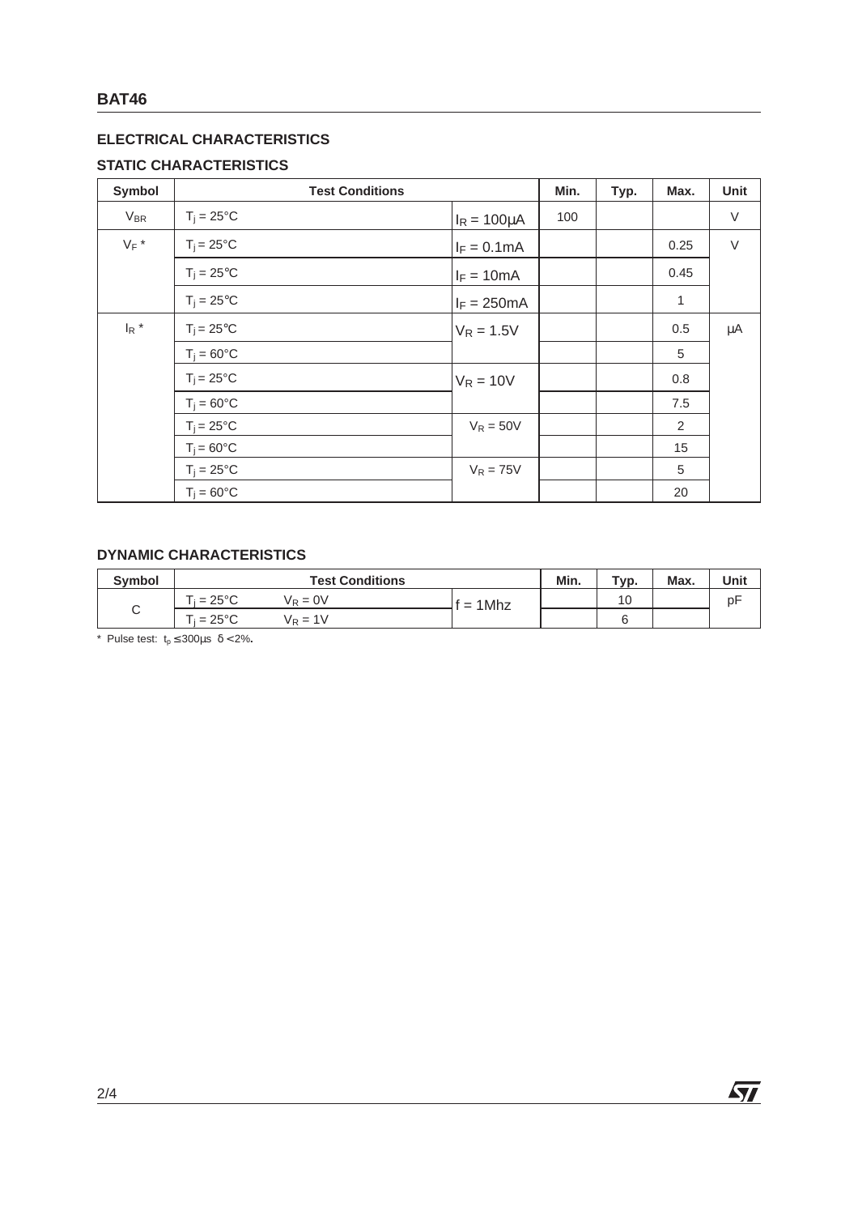## ELECTRICAL CHARACTERISTICS

### STATIC CHARACTERISTICS

| Symbol | Test Conditions | | Min. | Typ. | Max. | Unit |
|---|---|---|---|---|---|---|
| $V_{BR}$ | $T_j = 25°C$ | $I_R = 100\mu A$ | 100 | | | V |
| $V_F$ * | $T_j = 25°C$ | $I_F = 0.1mA$ | | | 0.25 | V |
| | $T_j = 25°C$ | $I_F = 10mA$ | | | 0.45 | |
| | $T_j = 25°C$ | $I_F = 250mA$ | | | 1 | |
| $I_R$ * | $T_j = 25°C$ | $V_R = 1.5V$ | | | 0.5 | µA |
| | $T_j = 60°C$ | | | | 5 | |
| | $T_j = 25°C$ | $V_R = 10V$ | | | 0.8 | |
| | $T_j = 60°C$ | | | | 7.5 | |
| | $T_j = 25°C$ | $V_R = 50V$ | | | 2 | |
| | $T_j = 60°C$ | | | | 15 | |
| | $T_j = 25°C$ | $V_R = 75V$ | | | 5 | |
| | $T_j = 60°C$ | | | | 20 | |

### DYNAMIC CHARACTERISTICS

| Symbol | Test Conditions | | | Min. | Typ. | Max. | Unit |
|---|---|---|---|---|---|---|---|
| C | $T_j = 25°C$ | $V_R = 0V$ | f = 1Mhz | | 10 | | pF |
| | $T_j = 25°C$ | $V_R = 1V$ | | | 6 | | |

* Pulse test: $t_p \leq 300\mu s$ $\delta < 2\%$.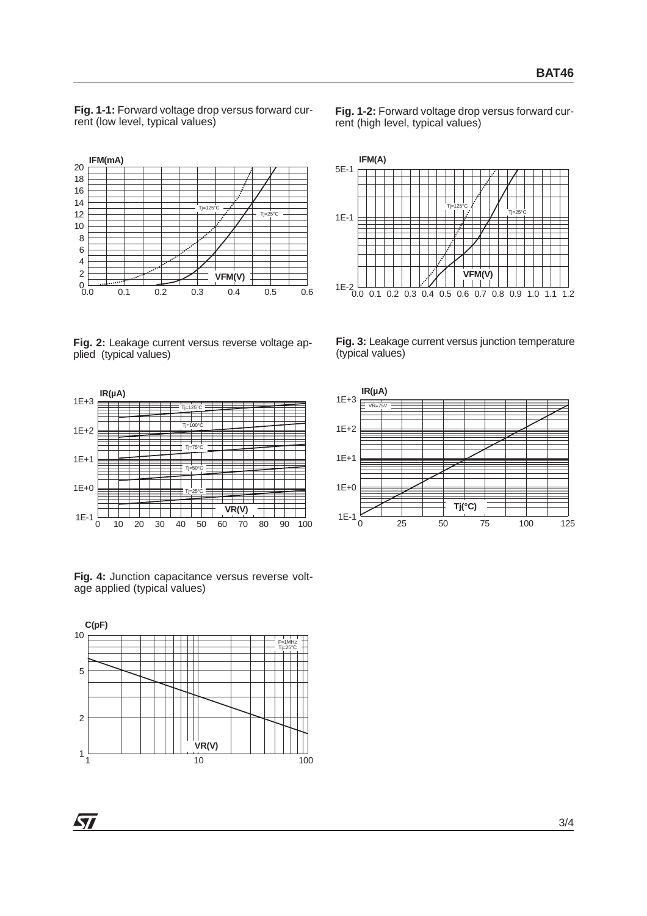**Fig. 1-1:** Forward voltage drop versus forward current (low level, typical values)

**Fig. 1-2:** Forward voltage drop versus forward current (high level, typical values)

**Fig. 2:** Leakage current versus reverse voltage applied (typical values)

**Fig. 3:** Leakage current versus junction temperature (typical values)

**Fig. 4:** Junction capacitance versus reverse voltage applied (typical values)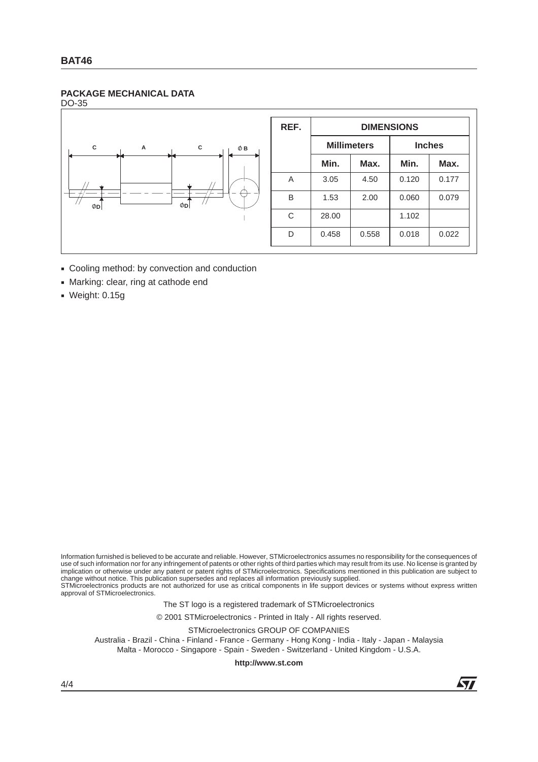## PACKAGE MECHANICAL DATA

DO-35

C A C ØB

ØD ØD

| REF. | DIMENSIONS | | | |
|---|---|---|---|---|
| | Millimeters | | Inches | |
| | Min. | Max. | Min. | Max. |
| A | 3.05 | 4.50 | 0.120 | 0.177 |
| B | 1.53 | 2.00 | 0.060 | 0.079 |
| C | 28.00 | | 1.102 | |
| D | 0.458 | 0.558 | 0.018 | 0.022 |

- Cooling method: by convection and conduction
- Marking: clear, ring at cathode end
- Weight: 0.15g

Information furnished is believed to be accurate and reliable. However, STMicroelectronics assumes no responsibility for the consequences of use of such information nor for any infringement of patents or other rights of third parties which may result from its use. No license is granted by implication or otherwise under any patent or patent rights of STMicroelectronics. Specifications mentioned in this publication are subject to change without notice. This publication supersedes and replaces all information previously supplied.
STMicroelectronics products are not authorized for use as critical components in life support devices or systems without express written approval of STMicroelectronics.

The ST logo is a registered trademark of STMicroelectronics

© 2001 STMicroelectronics - Printed in Italy - All rights reserved.

STMicroelectronics GROUP OF COMPANIES

Australia - Brazil - China - Finland - France - Germany - Hong Kong - India - Italy - Japan - Malaysia
Malta - Morocco - Singapore - Spain - Sweden - Switzerland - United Kingdom - U.S.A.

**http://www.st.com**